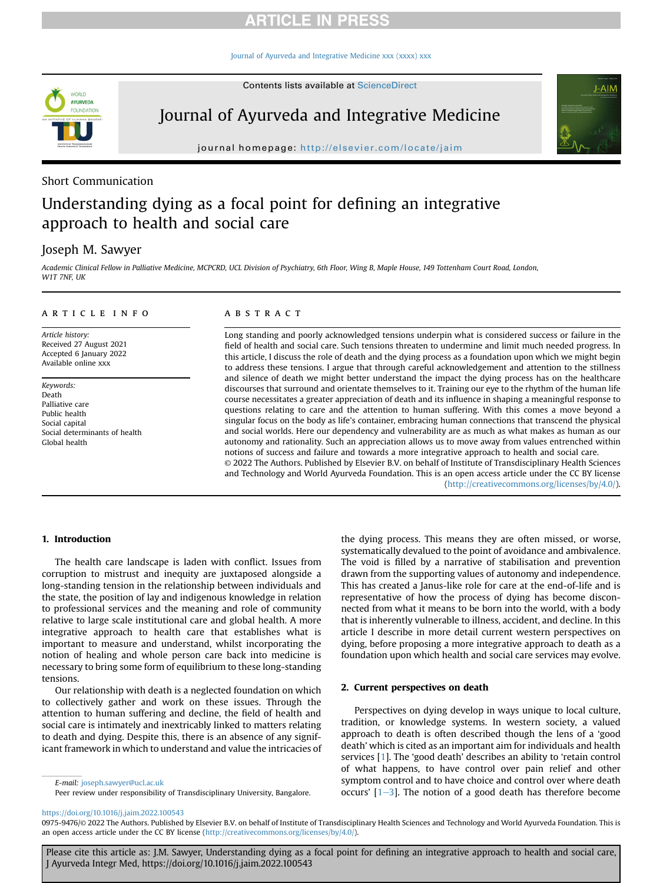Short Communication

# Understanding dying as a focal point for defining an integrative approach to health and social care

Joseph M. Sawyer

*Academic Clinical Fellow in Palliative Medicine, MCPCRD, UCL Division of Psychiatry, 6th Floor, Wing B, Maple House, 149 Tottenham Court Road, London, W1T 7NF, UK*

**ARTICLE INFO**

*Article history:*
Received 27 August 2021
Accepted 6 January 2022
Available online xxx

*Keywords:*
Death
Palliative care
Public health
Social capital
Social determinants of health
Global health

**ABSTRACT**

Long standing and poorly acknowledged tensions underpin what is considered success or failure in the field of health and social care. Such tensions threaten to undermine and limit much needed progress. In this article, I discuss the role of death and the dying process as a foundation upon which we might begin to address these tensions. I argue that through careful acknowledgement and attention to the stillness and silence of death we might better understand the impact the dying process has on the healthcare discourses that surround and orientate themselves to it. Training our eye to the rhythm of the human life course necessitates a greater appreciation of death and its influence in shaping a meaningful response to questions relating to care and the attention to human suffering. With this comes a move beyond a singular focus on the body as life's container, embracing human connections that transcend the physical and social worlds. Here our dependency and vulnerability are as much as what makes as human as our autonomy and rationality. Such an appreciation allows us to move away from values entrenched within notions of success and failure and towards a more integrative approach to health and social care.

© 2022 The Authors. Published by Elsevier B.V. on behalf of Institute of Transdisciplinary Health Sciences and Technology and World Ayurveda Foundation. This is an open access article under the CC BY license (http://creativecommons.org/licenses/by/4.0/).

## 1. Introduction

The health care landscape is laden with conflict. Issues from corruption to mistrust and inequity are juxtaposed alongside a long-standing tension in the relationship between individuals and the state, the position of lay and indigenous knowledge in relation to professional services and the meaning and role of community relative to large scale institutional care and global health. A more integrative approach to health care that establishes what is important to measure and understand, whilst incorporating the notion of healing and whole person care back into medicine is necessary to bring some form of equilibrium to these long-standing tensions.

Our relationship with death is a neglected foundation on which to collectively gather and work on these issues. Through the attention to human suffering and decline, the field of health and social care is intimately and inextricably linked to matters relating to death and dying. Despite this, there is an absence of any significant framework in which to understand and value the intricacies of the dying process. This means they are often missed, or worse, systematically devalued to the point of avoidance and ambivalence. The void is filled by a narrative of stabilisation and prevention drawn from the supporting values of autonomy and independence. This has created a Janus-like role for care at the end-of-life and is representative of how the process of dying has become disconnected from what it means to be born into the world, with a body that is inherently vulnerable to illness, accident, and decline. In this article I describe in more detail current western perspectives on dying, before proposing a more integrative approach to death as a foundation upon which health and social care services may evolve.

## 2. Current perspectives on death

Perspectives on dying develop in ways unique to local culture, tradition, or knowledge systems. In western society, a valued approach to death is often described though the lens of a 'good death' which is cited as an important aim for individuals and health services [1]. The 'good death' describes an ability to 'retain control of what happens, to have control over pain relief and other symptom control and to have choice and control over where death occurs' [1–3]. The notion of a good death has therefore become

E-mail: joseph.sawyer@ucl.ac.uk
Peer review under responsibility of Transdisciplinary University, Bangalore.

https://doi.org/10.1016/j.jaim.2022.100543

0975-9476/© 2022 The Authors. Published by Elsevier B.V. on behalf of Institute of Transdisciplinary Health Sciences and Technology and World Ayurveda Foundation. This is an open access article under the CC BY license (http://creativecommons.org/licenses/by/4.0/).

Please cite this article as: J.M. Sawyer, Understanding dying as a focal point for defining an integrative approach to health and social care, J Ayurveda Integr Med, https://doi.org/10.1016/j.jaim.2022.100543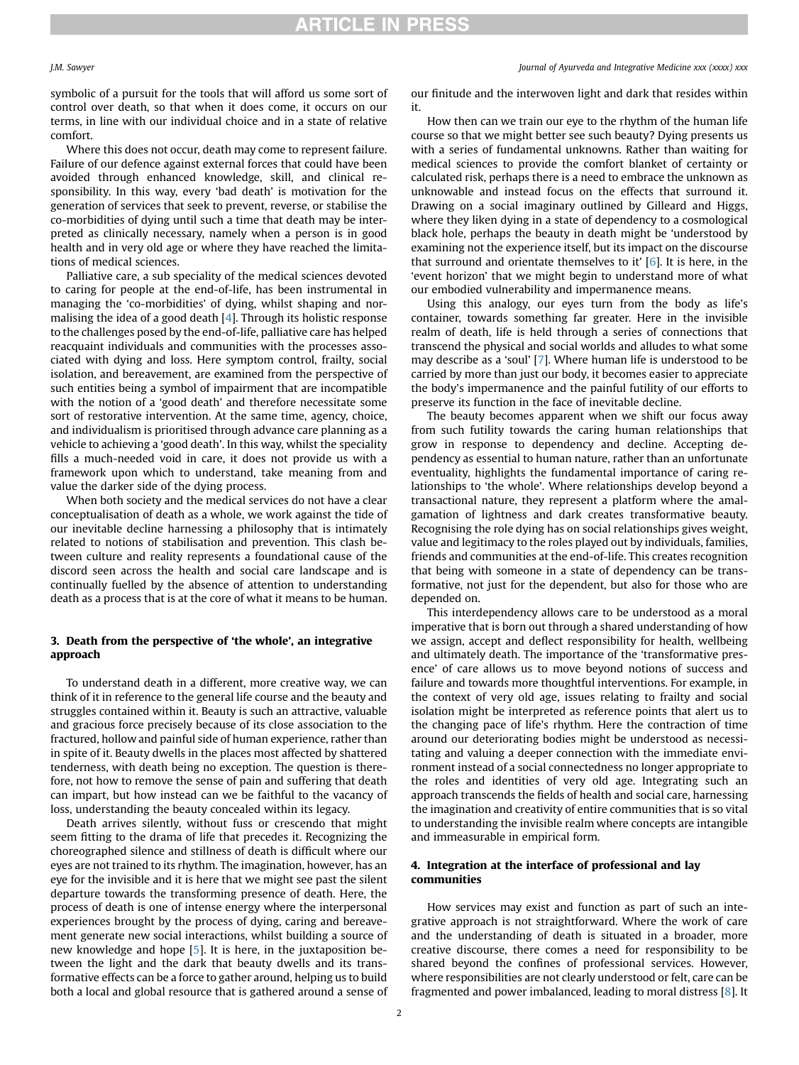symbolic of a pursuit for the tools that will afford us some sort of control over death, so that when it does come, it occurs on our terms, in line with our individual choice and in a state of relative comfort.

Where this does not occur, death may come to represent failure. Failure of our defence against external forces that could have been avoided through enhanced knowledge, skill, and clinical responsibility. In this way, every 'bad death' is motivation for the generation of services that seek to prevent, reverse, or stabilise the co-morbidities of dying until such a time that death may be interpreted as clinically necessary, namely when a person is in good health and in very old age or where they have reached the limitations of medical sciences.

Palliative care, a sub speciality of the medical sciences devoted to caring for people at the end-of-life, has been instrumental in managing the 'co-morbidities' of dying, whilst shaping and normalising the idea of a good death [4]. Through its holistic response to the challenges posed by the end-of-life, palliative care has helped reacquaint individuals and communities with the processes associated with dying and loss. Here symptom control, frailty, social isolation, and bereavement, are examined from the perspective of such entities being a symbol of impairment that are incompatible with the notion of a 'good death' and therefore necessitate some sort of restorative intervention. At the same time, agency, choice, and individualism is prioritised through advance care planning as a vehicle to achieving a 'good death'. In this way, whilst the speciality fills a much-needed void in care, it does not provide us with a framework upon which to understand, take meaning from and value the darker side of the dying process.

When both society and the medical services do not have a clear conceptualisation of death as a whole, we work against the tide of our inevitable decline harnessing a philosophy that is intimately related to notions of stabilisation and prevention. This clash between culture and reality represents a foundational cause of the discord seen across the health and social care landscape and is continually fuelled by the absence of attention to understanding death as a process that is at the core of what it means to be human.

## 3. Death from the perspective of 'the whole', an integrative approach

To understand death in a different, more creative way, we can think of it in reference to the general life course and the beauty and struggles contained within it. Beauty is such an attractive, valuable and gracious force precisely because of its close association to the fractured, hollow and painful side of human experience, rather than in spite of it. Beauty dwells in the places most affected by shattered tenderness, with death being no exception. The question is therefore, not how to remove the sense of pain and suffering that death can impart, but how instead can we be faithful to the vacancy of loss, understanding the beauty concealed within its legacy.

Death arrives silently, without fuss or crescendo that might seem fitting to the drama of life that precedes it. Recognizing the choreographed silence and stillness of death is difficult where our eyes are not trained to its rhythm. The imagination, however, has an eye for the invisible and it is here that we might see past the silent departure towards the transforming presence of death. Here, the process of death is one of intense energy where the interpersonal experiences brought by the process of dying, caring and bereavement generate new social interactions, whilst building a source of new knowledge and hope [5]. It is here, in the juxtaposition between the light and the dark that beauty dwells and its transformative effects can be a force to gather around, helping us to build both a local and global resource that is gathered around a sense of our finitude and the interwoven light and dark that resides within it.

How then can we train our eye to the rhythm of the human life course so that we might better see such beauty? Dying presents us with a series of fundamental unknowns. Rather than waiting for medical sciences to provide the comfort blanket of certainty or calculated risk, perhaps there is a need to embrace the unknown as unknowable and instead focus on the effects that surround it. Drawing on a social imaginary outlined by Gilleard and Higgs, where they liken dying in a state of dependency to a cosmological black hole, perhaps the beauty in death might be 'understood by examining not the experience itself, but its impact on the discourse that surround and orientate themselves to it' [6]. It is here, in the 'event horizon' that we might begin to understand more of what our embodied vulnerability and impermanence means.

Using this analogy, our eyes turn from the body as life's container, towards something far greater. Here in the invisible realm of death, life is held through a series of connections that transcend the physical and social worlds and alludes to what some may describe as a 'soul' [7]. Where human life is understood to be carried by more than just our body, it becomes easier to appreciate the body's impermanence and the painful futility of our efforts to preserve its function in the face of inevitable decline.

The beauty becomes apparent when we shift our focus away from such futility towards the caring human relationships that grow in response to dependency and decline. Accepting dependency as essential to human nature, rather than an unfortunate eventuality, highlights the fundamental importance of caring relationships to 'the whole'. Where relationships develop beyond a transactional nature, they represent a platform where the amalgamation of lightness and dark creates transformative beauty. Recognising the role dying has on social relationships gives weight, value and legitimacy to the roles played out by individuals, families, friends and communities at the end-of-life. This creates recognition that being with someone in a state of dependency can be transformative, not just for the dependent, but also for those who are depended on.

This interdependency allows care to be understood as a moral imperative that is born out through a shared understanding of how we assign, accept and deflect responsibility for health, wellbeing and ultimately death. The importance of the 'transformative presence' of care allows us to move beyond notions of success and failure and towards more thoughtful interventions. For example, in the context of very old age, issues relating to frailty and social isolation might be interpreted as reference points that alert us to the changing pace of life's rhythm. Here the contraction of time around our deteriorating bodies might be understood as necessitating and valuing a deeper connection with the immediate environment instead of a social connectedness no longer appropriate to the roles and identities of very old age. Integrating such an approach transcends the fields of health and social care, harnessing the imagination and creativity of entire communities that is so vital to understanding the invisible realm where concepts are intangible and immeasurable in empirical form.

## 4. Integration at the interface of professional and lay communities

How services may exist and function as part of such an integrative approach is not straightforward. Where the work of care and the understanding of death is situated in a broader, more creative discourse, there comes a need for responsibility to be shared beyond the confines of professional services. However, where responsibilities are not clearly understood or felt, care can be fragmented and power imbalanced, leading to moral distress [8]. It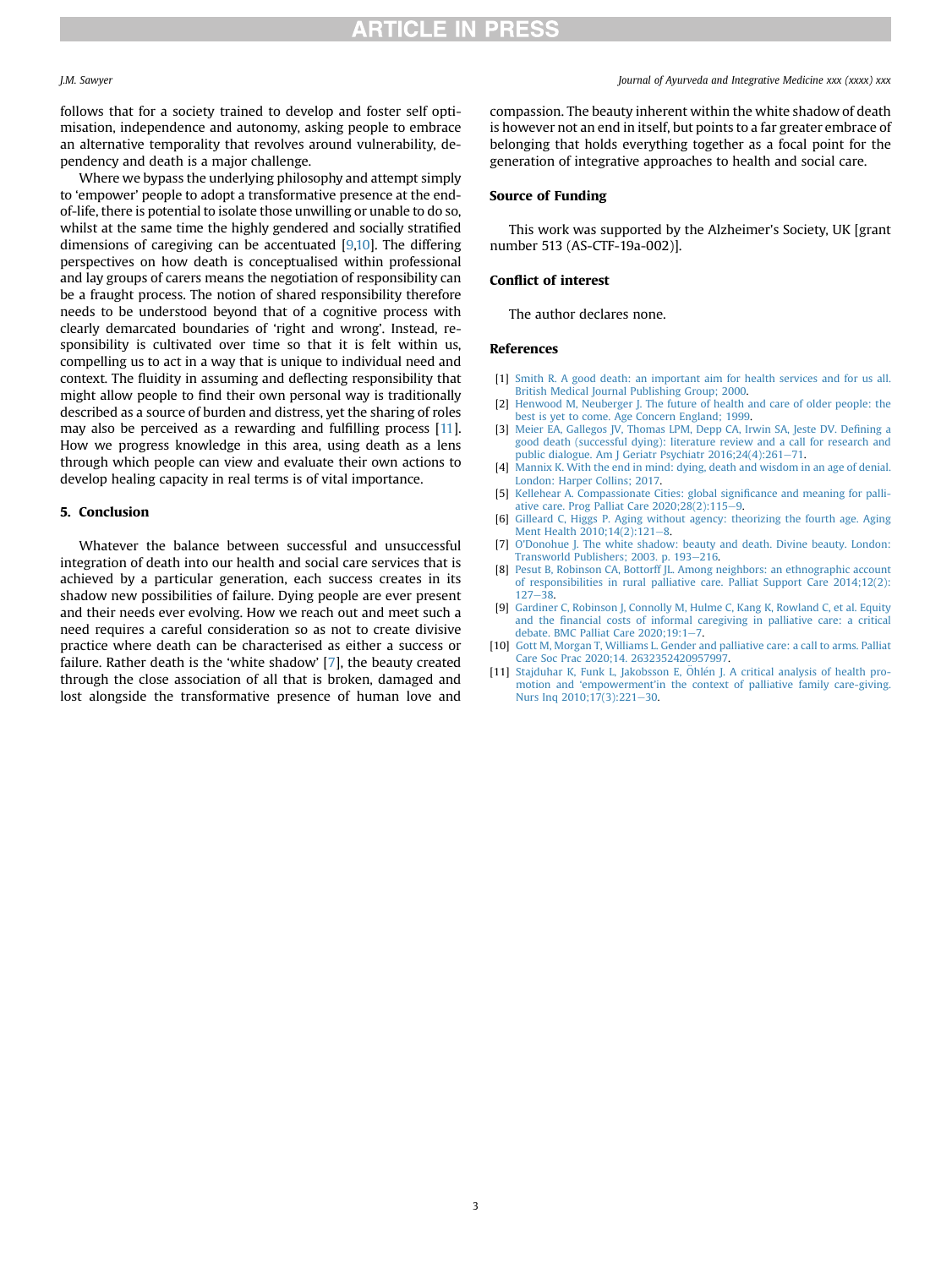follows that for a society trained to develop and foster self optimisation, independence and autonomy, asking people to embrace an alternative temporality that revolves around vulnerability, dependency and death is a major challenge.

Where we bypass the underlying philosophy and attempt simply to 'empower' people to adopt a transformative presence at the end-of-life, there is potential to isolate those unwilling or unable to do so, whilst at the same time the highly gendered and socially stratified dimensions of caregiving can be accentuated [9,10]. The differing perspectives on how death is conceptualised within professional and lay groups of carers means the negotiation of responsibility can be a fraught process. The notion of shared responsibility therefore needs to be understood beyond that of a cognitive process with clearly demarcated boundaries of 'right and wrong'. Instead, responsibility is cultivated over time so that it is felt within us, compelling us to act in a way that is unique to individual need and context. The fluidity in assuming and deflecting responsibility that might allow people to find their own personal way is traditionally described as a source of burden and distress, yet the sharing of roles may also be perceived as a rewarding and fulfilling process [11]. How we progress knowledge in this area, using death as a lens through which people can view and evaluate their own actions to develop healing capacity in real terms is of vital importance.

## 5. Conclusion

Whatever the balance between successful and unsuccessful integration of death into our health and social care services that is achieved by a particular generation, each success creates in its shadow new possibilities of failure. Dying people are ever present and their needs ever evolving. How we reach out and meet such a need requires a careful consideration so as not to create divisive practice where death can be characterised as either a success or failure. Rather death is the 'white shadow' [7], the beauty created through the close association of all that is broken, damaged and lost alongside the transformative presence of human love and compassion. The beauty inherent within the white shadow of death is however not an end in itself, but points to a far greater embrace of belonging that holds everything together as a focal point for the generation of integrative approaches to health and social care.

## Source of Funding

This work was supported by the Alzheimer's Society, UK [grant number 513 (AS-CTF-19a-002)].

## Conflict of interest

The author declares none.

## References

[1] Smith R. A good death: an important aim for health services and for us all. British Medical Journal Publishing Group; 2000.

[2] Henwood M, Neuberger J. The future of health and care of older people: the best is yet to come. Age Concern England; 1999.

[3] Meier EA, Gallegos JV, Thomas LPM, Depp CA, Irwin SA, Jeste DV. Defining a good death (successful dying): literature review and a call for research and public dialogue. Am J Geriatr Psychiatr 2016;24(4):261–71.

[4] Mannix K. With the end in mind: dying, death and wisdom in an age of denial. London: Harper Collins; 2017.

[5] Kellehear A. Compassionate Cities: global significance and meaning for palliative care. Prog Palliat Care 2020;28(2):115–9.

[6] Gilleard C, Higgs P. Aging without agency: theorizing the fourth age. Aging Ment Health 2010;14(2):121–8.

[7] O'Donohue J. The white shadow: beauty and death. Divine beauty. London: Transworld Publishers; 2003. p. 193–216.

[8] Pesut B, Robinson CA, Bottorff JL. Among neighbors: an ethnographic account of responsibilities in rural palliative care. Palliat Support Care 2014;12(2):127–38.

[9] Gardiner C, Robinson J, Connolly M, Hulme C, Kang K, Rowland C, et al. Equity and the financial costs of informal caregiving in palliative care: a critical debate. BMC Palliat Care 2020;19:1–7.

[10] Gott M, Morgan T, Williams L. Gender and palliative care: a call to arms. Palliat Care Soc Prac 2020;14. 2632352420957997.

[11] Stajduhar K, Funk L, Jakobsson E, Öhlén J. A critical analysis of health promotion and 'empowerment'in the context of palliative family care-giving. Nurs Inq 2010;17(3):221–30.